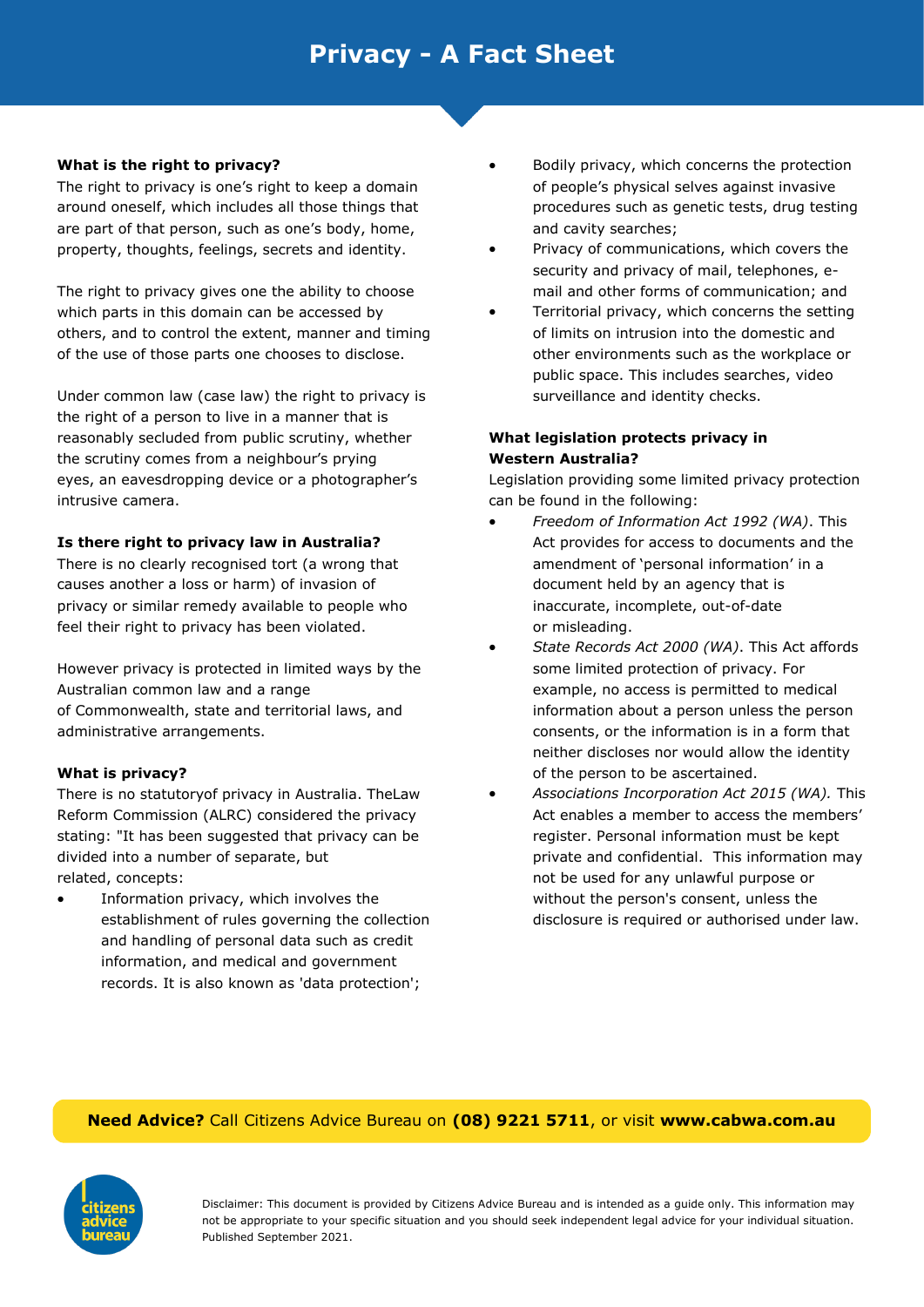# Privacy - A Fact Sheet

**What is the right to privacy?**

The right to privacy is one's right to keep a domain around oneself, which includes all those things that are part of that person, such as one's body, home, property, thoughts, feelings, secrets and identity.

The right to privacy gives one the ability to choose which parts in this domain can be accessed by others, and to control the extent, manner and timing of the use of those parts one chooses to disclose.

Under common law (case law) the right to privacy is the right of a person to live in a manner that is reasonably secluded from public scrutiny, whether the scrutiny comes from a neighbour's prying eyes, an eavesdropping device or a photographer's intrusive camera.

**Is there right to privacy law in Australia?**

There is no clearly recognised tort (a wrong that causes another a loss or harm) of invasion of privacy or similar remedy available to people who feel their right to privacy has been violated.

However privacy is protected in limited ways by the Australian common law and a range of Commonwealth, state and territorial laws, and administrative arrangements.

**What is privacy?**

There is no statutoryof privacy in Australia. TheLaw Reform Commission (ALRC) considered the privacy stating: "It has been suggested that privacy can be divided into a number of separate, but related, concepts:

- Information privacy, which involves the establishment of rules governing the collection and handling of personal data such as credit information, and medical and government records. It is also known as 'data protection';
- Bodily privacy, which concerns the protection of people's physical selves against invasive procedures such as genetic tests, drug testing and cavity searches;
- Privacy of communications, which covers the security and privacy of mail, telephones, e-mail and other forms of communication; and
- Territorial privacy, which concerns the setting of limits on intrusion into the domestic and other environments such as the workplace or public space. This includes searches, video surveillance and identity checks.

**What legislation protects privacy in Western Australia?**

Legislation providing some limited privacy protection can be found in the following:

- *Freedom of Information Act 1992 (WA)*. This Act provides for access to documents and the amendment of 'personal information' in a document held by an agency that is inaccurate, incomplete, out-of-date or misleading.
- *State Records Act 2000 (WA)*. This Act affords some limited protection of privacy. For example, no access is permitted to medical information about a person unless the person consents, or the information is in a form that neither discloses nor would allow the identity of the person to be ascertained.
- *Associations Incorporation Act 2015 (WA).* This Act enables a member to access the members' register. Personal information must be kept private and confidential. This information may not be used for any unlawful purpose or without the person's consent, unless the disclosure is required or authorised under law.

**Need Advice?** Call Citizens Advice Bureau on **(08) 9221 5711**, or visit **www.cabwa.com.au**

Disclaimer: This document is provided by Citizens Advice Bureau and is intended as a guide only. This information may not be appropriate to your specific situation and you should seek independent legal advice for your individual situation. Published September 2021.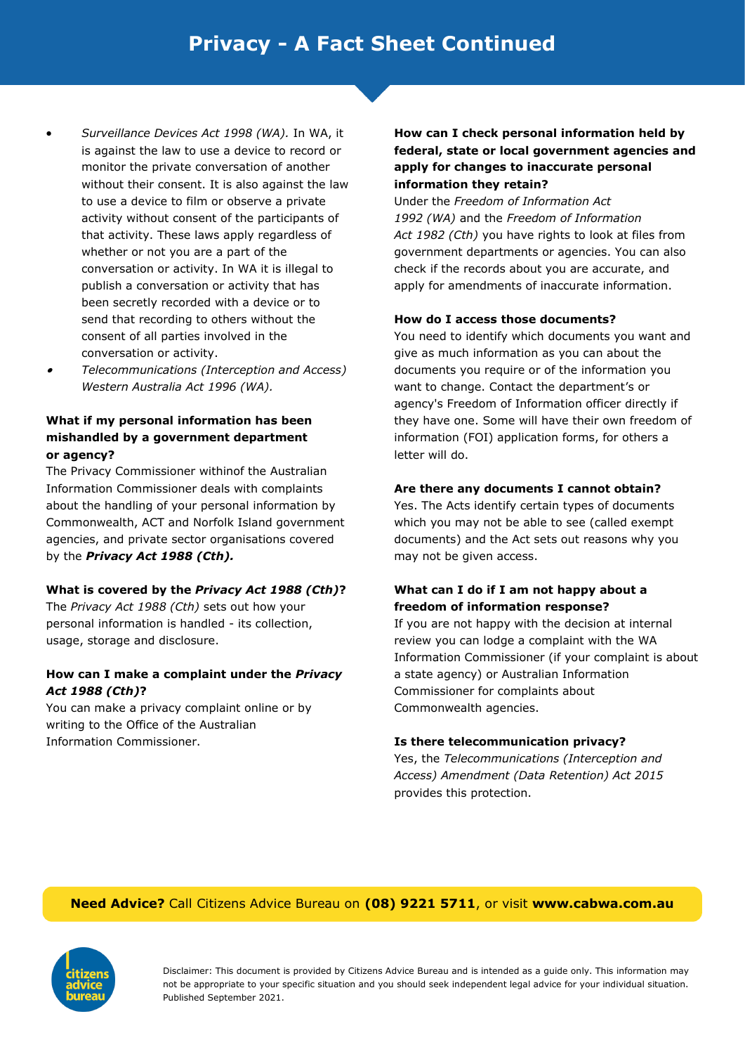# Privacy - A Fact Sheet Continued

- *Surveillance Devices Act 1998 (WA).* In WA, it is against the law to use a device to record or monitor the private conversation of another without their consent. It is also against the law to use a device to film or observe a private activity without consent of the participants of that activity. These laws apply regardless of whether or not you are a part of the conversation or activity. In WA it is illegal to publish a conversation or activity that has been secretly recorded with a device or to send that recording to others without the consent of all parties involved in the conversation or activity.
- *Telecommunications (Interception and Access) Western Australia Act 1996 (WA).*

**What if my personal information has been mishandled by a government department or agency?**

The Privacy Commissioner withinof the Australian Information Commissioner deals with complaints about the handling of your personal information by Commonwealth, ACT and Norfolk Island government agencies, and private sector organisations covered by the ***Privacy Act 1988 (Cth).***

**What is covered by the *Privacy Act 1988 (Cth)*?**

The *Privacy Act 1988 (Cth)* sets out how your personal information is handled - its collection, usage, storage and disclosure.

**How can I make a complaint under the *Privacy Act 1988 (Cth)*?**

You can make a privacy complaint online or by writing to the Office of the Australian Information Commissioner.

**How can I check personal information held by federal, state or local government agencies and apply for changes to inaccurate personal information they retain?**

Under the *Freedom of Information Act 1992 (WA)* and the *Freedom of Information Act 1982 (Cth)* you have rights to look at files from government departments or agencies. You can also check if the records about you are accurate, and apply for amendments of inaccurate information.

**How do I access those documents?**

You need to identify which documents you want and give as much information as you can about the documents you require or of the information you want to change. Contact the department's or agency's Freedom of Information officer directly if they have one. Some will have their own freedom of information (FOI) application forms, for others a letter will do.

**Are there any documents I cannot obtain?**

Yes. The Acts identify certain types of documents which you may not be able to see (called exempt documents) and the Act sets out reasons why you may not be given access.

**What can I do if I am not happy about a freedom of information response?**

If you are not happy with the decision at internal review you can lodge a complaint with the WA Information Commissioner (if your complaint is about a state agency) or Australian Information Commissioner for complaints about Commonwealth agencies.

**Is there telecommunication privacy?**

Yes, the *Telecommunications (Interception and Access) Amendment (Data Retention) Act 2015* provides this protection.

**Need Advice?** Call Citizens Advice Bureau on **(08) 9221 5711**, or visit **www.cabwa.com.au**

Disclaimer: This document is provided by Citizens Advice Bureau and is intended as a guide only. This information may not be appropriate to your specific situation and you should seek independent legal advice for your individual situation. Published September 2021.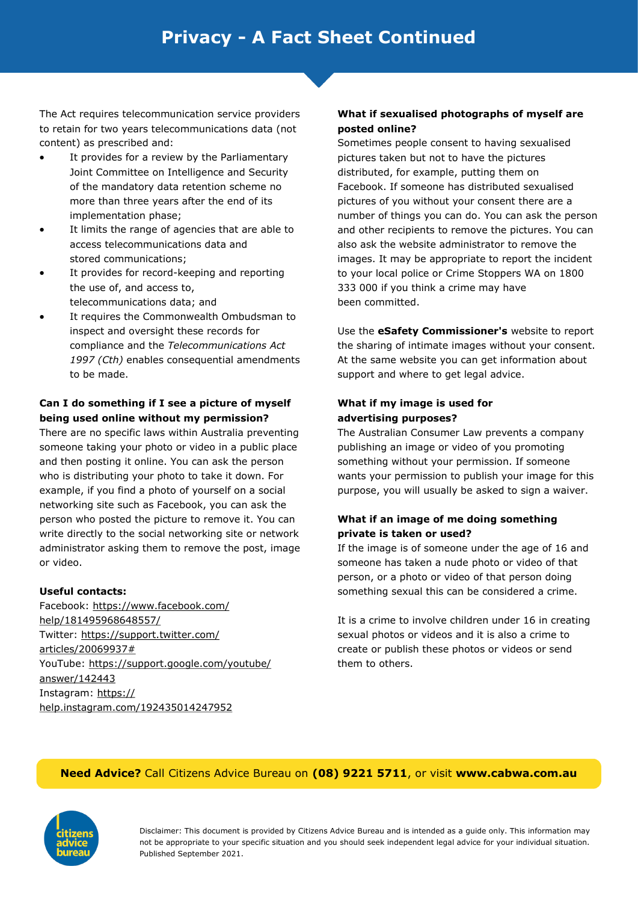# Privacy - A Fact Sheet Continued

The Act requires telecommunication service providers to retain for two years telecommunications data (not content) as prescribed and:

- It provides for a review by the Parliamentary Joint Committee on Intelligence and Security of the mandatory data retention scheme no more than three years after the end of its implementation phase;
- It limits the range of agencies that are able to access telecommunications data and stored communications;
- It provides for record-keeping and reporting the use of, and access to, telecommunications data; and
- It requires the Commonwealth Ombudsman to inspect and oversight these records for compliance and the *Telecommunications Act 1997 (Cth)* enables consequential amendments to be made.

**Can I do something if I see a picture of myself being used online without my permission?**

There are no specific laws within Australia preventing someone taking your photo or video in a public place and then posting it online. You can ask the person who is distributing your photo to take it down. For example, if you find a photo of yourself on a social networking site such as Facebook, you can ask the person who posted the picture to remove it. You can write directly to the social networking site or network administrator asking them to remove the post, image or video.

**Useful contacts:**

Facebook: https://www.facebook.com/help/181495968648557/
Twitter: https://support.twitter.com/articles/20069937#
YouTube: https://support.google.com/youtube/answer/142443
Instagram: https://help.instagram.com/192435014247952

**What if sexualised photographs of myself are posted online?**

Sometimes people consent to having sexualised pictures taken but not to have the pictures distributed, for example, putting them on Facebook. If someone has distributed sexualised pictures of you without your consent there are a number of things you can do. You can ask the person and other recipients to remove the pictures. You can also ask the website administrator to remove the images. It may be appropriate to report the incident to your local police or Crime Stoppers WA on 1800 333 000 if you think a crime may have been committed.

Use the **eSafety Commissioner's** website to report the sharing of intimate images without your consent. At the same website you can get information about support and where to get legal advice.

**What if my image is used for advertising purposes?**

The Australian Consumer Law prevents a company publishing an image or video of you promoting something without your permission. If someone wants your permission to publish your image for this purpose, you will usually be asked to sign a waiver.

**What if an image of me doing something private is taken or used?**

If the image is of someone under the age of 16 and someone has taken a nude photo or video of that person, or a photo or video of that person doing something sexual this can be considered a crime.

It is a crime to involve children under 16 in creating sexual photos or videos and it is also a crime to create or publish these photos or videos or send them to others.

**Need Advice?** Call Citizens Advice Bureau on **(08) 9221 5711**, or visit **www.cabwa.com.au**

Disclaimer: This document is provided by Citizens Advice Bureau and is intended as a guide only. This information may not be appropriate to your specific situation and you should seek independent legal advice for your individual situation. Published September 2021.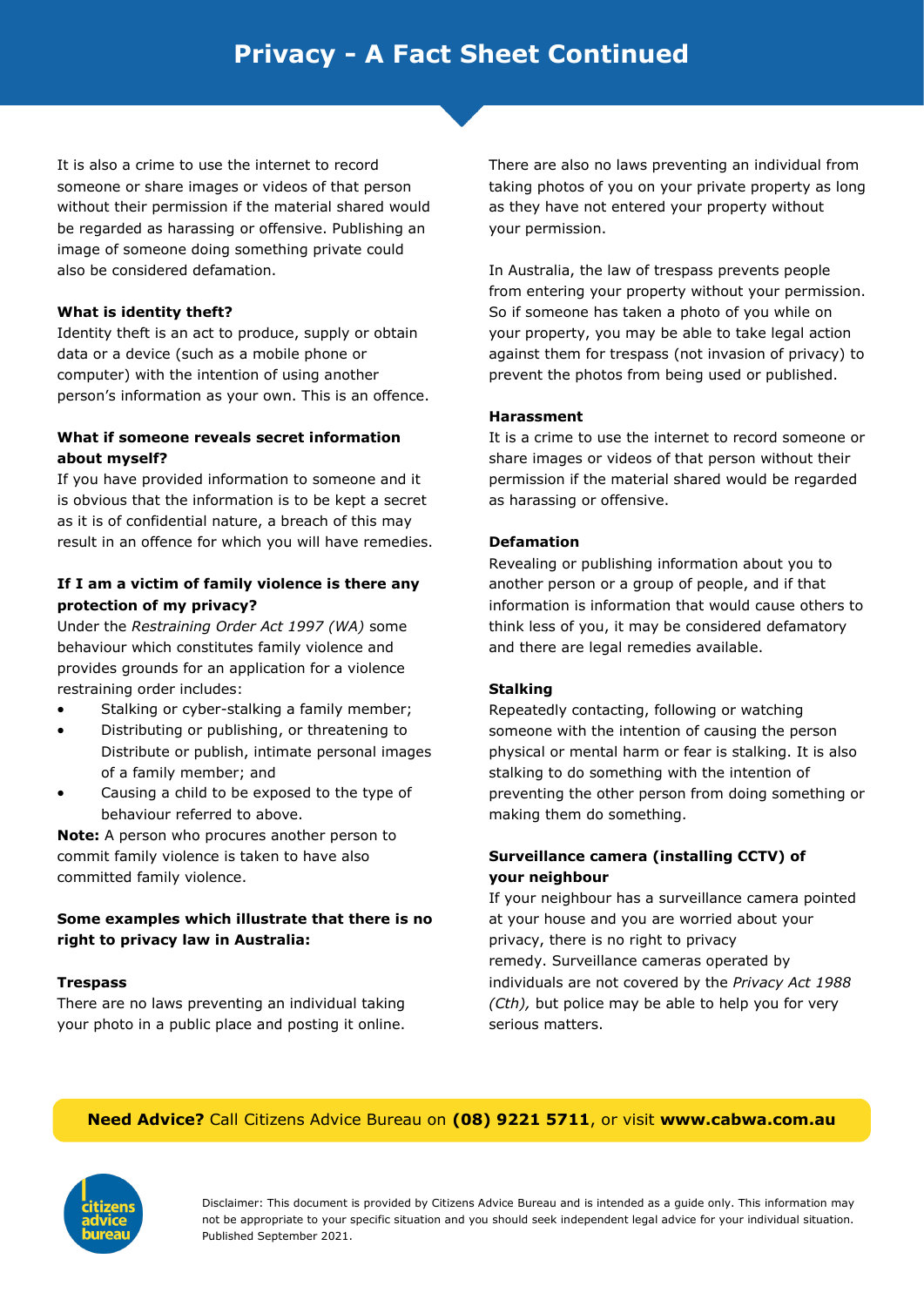# Privacy - A Fact Sheet Continued

It is also a crime to use the internet to record someone or share images or videos of that person without their permission if the material shared would be regarded as harassing or offensive. Publishing an image of someone doing something private could also be considered defamation.

**What is identity theft?**

Identity theft is an act to produce, supply or obtain data or a device (such as a mobile phone or computer) with the intention of using another person's information as your own. This is an offence.

**What if someone reveals secret information about myself?**

If you have provided information to someone and it is obvious that the information is to be kept a secret as it is of confidential nature, a breach of this may result in an offence for which you will have remedies.

**If I am a victim of family violence is there any protection of my privacy?**

Under the *Restraining Order Act 1997 (WA)* some behaviour which constitutes family violence and provides grounds for an application for a violence restraining order includes:

- Stalking or cyber-stalking a family member;
- Distributing or publishing, or threatening to Distribute or publish, intimate personal images of a family member; and
- Causing a child to be exposed to the type of behaviour referred to above.

**Note:** A person who procures another person to commit family violence is taken to have also committed family violence.

**Some examples which illustrate that there is no right to privacy law in Australia:**

**Trespass**

There are no laws preventing an individual taking your photo in a public place and posting it online.

There are also no laws preventing an individual from taking photos of you on your private property as long as they have not entered your property without your permission.

In Australia, the law of trespass prevents people from entering your property without your permission. So if someone has taken a photo of you while on your property, you may be able to take legal action against them for trespass (not invasion of privacy) to prevent the photos from being used or published.

**Harassment**

It is a crime to use the internet to record someone or share images or videos of that person without their permission if the material shared would be regarded as harassing or offensive.

**Defamation**

Revealing or publishing information about you to another person or a group of people, and if that information is information that would cause others to think less of you, it may be considered defamatory and there are legal remedies available.

**Stalking**

Repeatedly contacting, following or watching someone with the intention of causing the person physical or mental harm or fear is stalking. It is also stalking to do something with the intention of preventing the other person from doing something or making them do something.

**Surveillance camera (installing CCTV) of your neighbour**

If your neighbour has a surveillance camera pointed at your house and you are worried about your privacy, there is no right to privacy remedy. Surveillance cameras operated by individuals are not covered by the *Privacy Act 1988 (Cth),* but police may be able to help you for very serious matters.

**Need Advice?** Call Citizens Advice Bureau on **(08) 9221 5711**, or visit **www.cabwa.com.au**

Disclaimer: This document is provided by Citizens Advice Bureau and is intended as a guide only. This information may not be appropriate to your specific situation and you should seek independent legal advice for your individual situation. Published September 2021.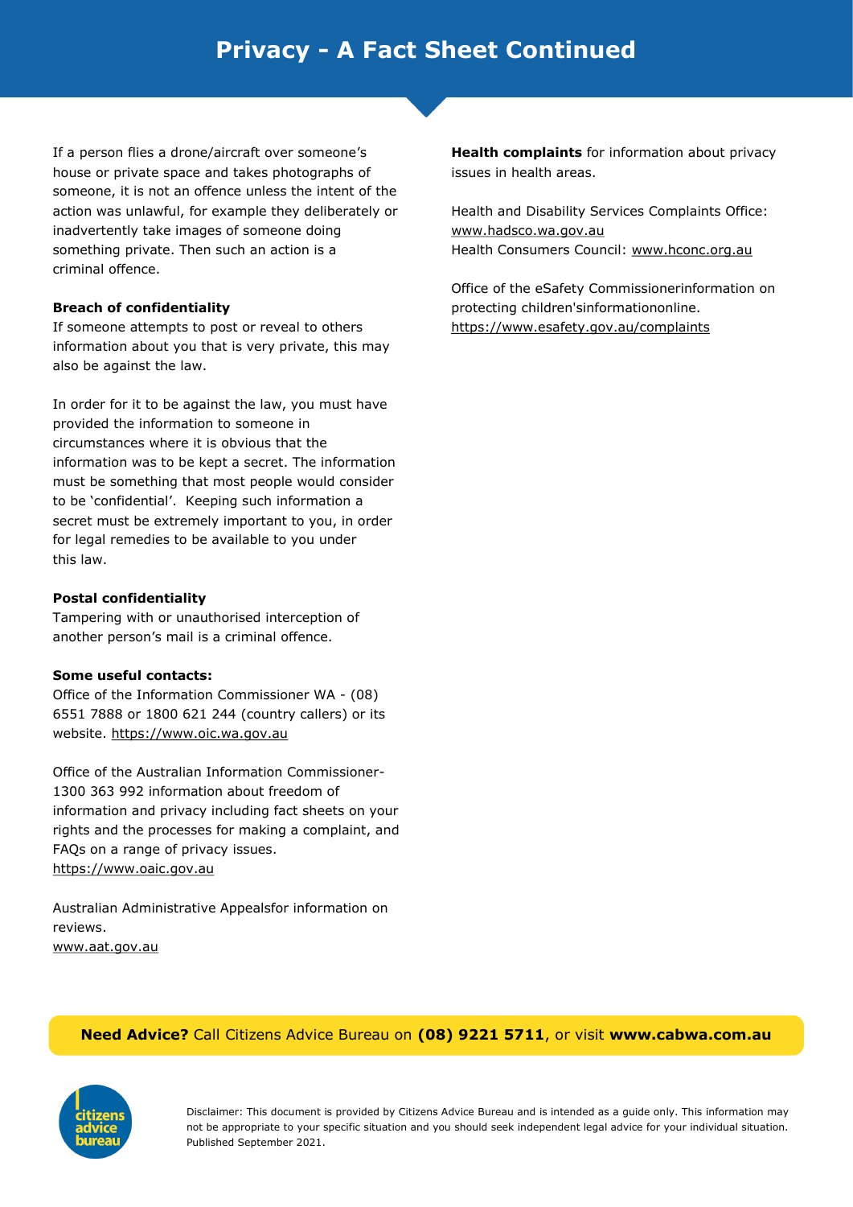# Privacy - A Fact Sheet Continued

If a person flies a drone/aircraft over someone's house or private space and takes photographs of someone, it is not an offence unless the intent of the action was unlawful, for example they deliberately or inadvertently take images of someone doing something private. Then such an action is a criminal offence.

**Breach of confidentiality**

If someone attempts to post or reveal to others information about you that is very private, this may also be against the law.

In order for it to be against the law, you must have provided the information to someone in circumstances where it is obvious that the information was to be kept a secret. The information must be something that most people would consider to be 'confidential'. Keeping such information a secret must be extremely important to you, in order for legal remedies to be available to you under this law.

**Postal confidentiality**

Tampering with or unauthorised interception of another person's mail is a criminal offence.

**Some useful contacts:**

Office of the Information Commissioner WA - (08) 6551 7888 or 1800 621 244 (country callers) or its website. https://www.oic.wa.gov.au

Office of the Australian Information Commissioner- 1300 363 992 information about freedom of information and privacy including fact sheets on your rights and the processes for making a complaint, and FAQs on a range of privacy issues.
https://www.oaic.gov.au

Australian Administrative Appealsfor information on reviews.
www.aat.gov.au

**Health complaints** for information about privacy issues in health areas.

Health and Disability Services Complaints Office: www.hadsco.wa.gov.au
Health Consumers Council: www.hconc.org.au

Office of the eSafety Commissionerinformation on protecting children'sinformationonline.
https://www.esafety.gov.au/complaints

**Need Advice?** Call Citizens Advice Bureau on **(08) 9221 5711**, or visit **www.cabwa.com.au**

Disclaimer: This document is provided by Citizens Advice Bureau and is intended as a guide only. This information may not be appropriate to your specific situation and you should seek independent legal advice for your individual situation. Published September 2021.